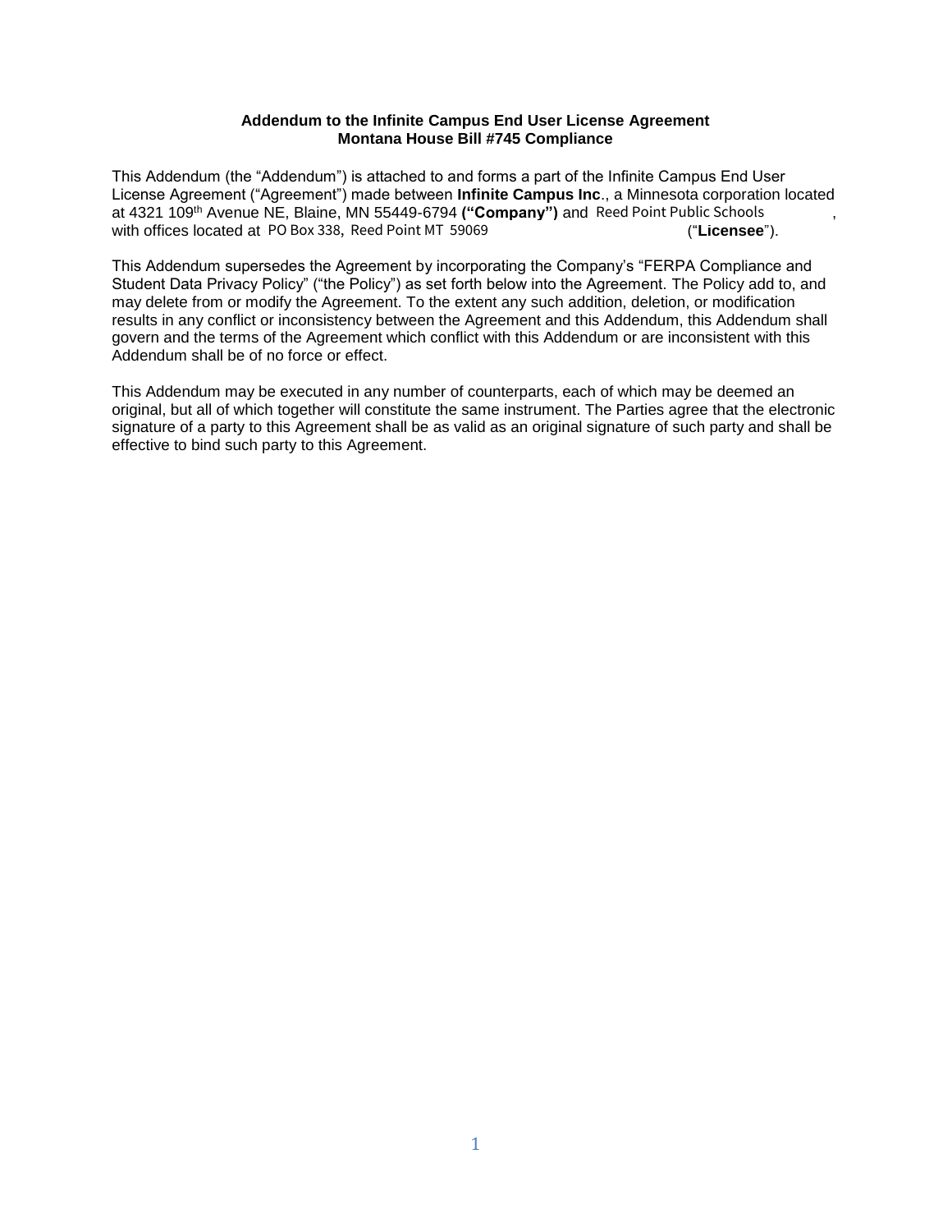**Addendum to the Infinite Campus End User License Agreement**
**Montana House Bill #745 Compliance**

This Addendum (the "Addendum") is attached to and forms a part of the Infinite Campus End User License Agreement ("Agreement") made between **Infinite Campus Inc**., a Minnesota corporation located at 4321 109th Avenue NE, Blaine, MN 55449-6794 **("Company")** and Reed Point Public Schools, with offices located at PO Box 338, Reed Point MT 59069 ("**Licensee**").

This Addendum supersedes the Agreement by incorporating the Company's "FERPA Compliance and Student Data Privacy Policy" ("the Policy") as set forth below into the Agreement. The Policy add to, and may delete from or modify the Agreement. To the extent any such addition, deletion, or modification results in any conflict or inconsistency between the Agreement and this Addendum, this Addendum shall govern and the terms of the Agreement which conflict with this Addendum or are inconsistent with this Addendum shall be of no force or effect.

This Addendum may be executed in any number of counterparts, each of which may be deemed an original, but all of which together will constitute the same instrument. The Parties agree that the electronic signature of a party to this Agreement shall be as valid as an original signature of such party and shall be effective to bind such party to this Agreement.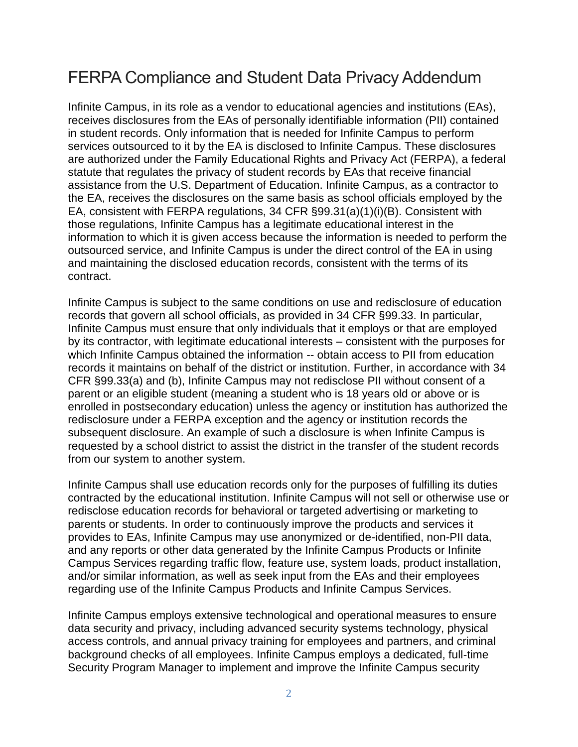# FERPA Compliance and Student Data Privacy Addendum

Infinite Campus, in its role as a vendor to educational agencies and institutions (EAs), receives disclosures from the EAs of personally identifiable information (PII) contained in student records. Only information that is needed for Infinite Campus to perform services outsourced to it by the EA is disclosed to Infinite Campus. These disclosures are authorized under the Family Educational Rights and Privacy Act (FERPA), a federal statute that regulates the privacy of student records by EAs that receive financial assistance from the U.S. Department of Education. Infinite Campus, as a contractor to the EA, receives the disclosures on the same basis as school officials employed by the EA, consistent with FERPA regulations, 34 CFR §99.31(a)(1)(i)(B). Consistent with those regulations, Infinite Campus has a legitimate educational interest in the information to which it is given access because the information is needed to perform the outsourced service, and Infinite Campus is under the direct control of the EA in using and maintaining the disclosed education records, consistent with the terms of its contract.

Infinite Campus is subject to the same conditions on use and redisclosure of education records that govern all school officials, as provided in 34 CFR §99.33. In particular, Infinite Campus must ensure that only individuals that it employs or that are employed by its contractor, with legitimate educational interests – consistent with the purposes for which Infinite Campus obtained the information -- obtain access to PII from education records it maintains on behalf of the district or institution. Further, in accordance with 34 CFR §99.33(a) and (b), Infinite Campus may not redisclose PII without consent of a parent or an eligible student (meaning a student who is 18 years old or above or is enrolled in postsecondary education) unless the agency or institution has authorized the redisclosure under a FERPA exception and the agency or institution records the subsequent disclosure. An example of such a disclosure is when Infinite Campus is requested by a school district to assist the district in the transfer of the student records from our system to another system.

Infinite Campus shall use education records only for the purposes of fulfilling its duties contracted by the educational institution. Infinite Campus will not sell or otherwise use or redisclose education records for behavioral or targeted advertising or marketing to parents or students. In order to continuously improve the products and services it provides to EAs, Infinite Campus may use anonymized or de-identified, non-PII data, and any reports or other data generated by the Infinite Campus Products or Infinite Campus Services regarding traffic flow, feature use, system loads, product installation, and/or similar information, as well as seek input from the EAs and their employees regarding use of the Infinite Campus Products and Infinite Campus Services.

Infinite Campus employs extensive technological and operational measures to ensure data security and privacy, including advanced security systems technology, physical access controls, and annual privacy training for employees and partners, and criminal background checks of all employees. Infinite Campus employs a dedicated, full-time Security Program Manager to implement and improve the Infinite Campus security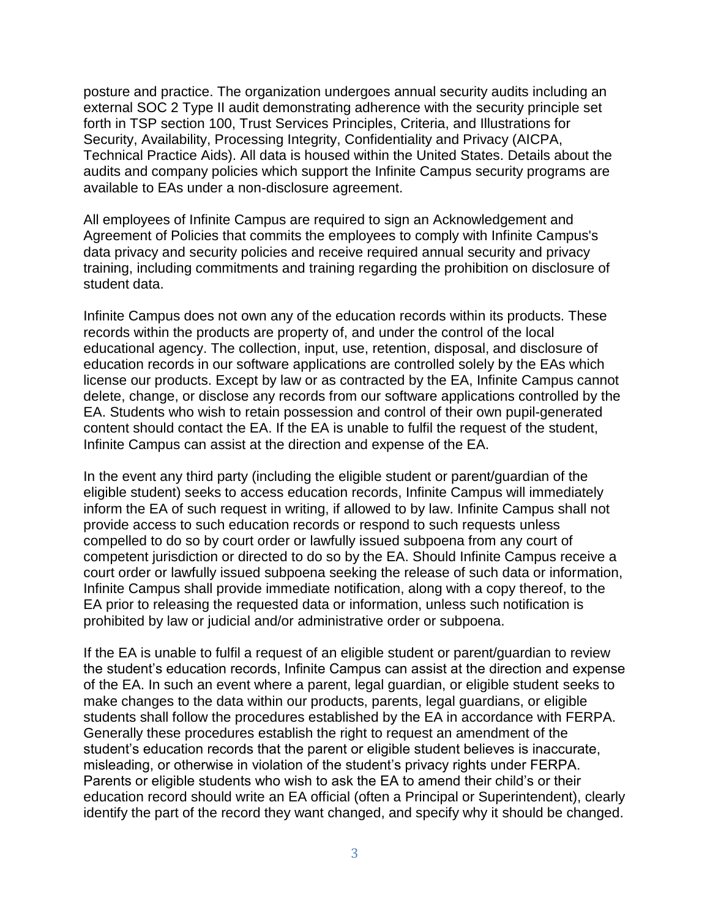posture and practice. The organization undergoes annual security audits including an external SOC 2 Type II audit demonstrating adherence with the security principle set forth in TSP section 100, Trust Services Principles, Criteria, and Illustrations for Security, Availability, Processing Integrity, Confidentiality and Privacy (AICPA, Technical Practice Aids). All data is housed within the United States. Details about the audits and company policies which support the Infinite Campus security programs are available to EAs under a non-disclosure agreement.

All employees of Infinite Campus are required to sign an Acknowledgement and Agreement of Policies that commits the employees to comply with Infinite Campus's data privacy and security policies and receive required annual security and privacy training, including commitments and training regarding the prohibition on disclosure of student data.

Infinite Campus does not own any of the education records within its products. These records within the products are property of, and under the control of the local educational agency. The collection, input, use, retention, disposal, and disclosure of education records in our software applications are controlled solely by the EAs which license our products. Except by law or as contracted by the EA, Infinite Campus cannot delete, change, or disclose any records from our software applications controlled by the EA. Students who wish to retain possession and control of their own pupil-generated content should contact the EA. If the EA is unable to fulfil the request of the student, Infinite Campus can assist at the direction and expense of the EA.

In the event any third party (including the eligible student or parent/guardian of the eligible student) seeks to access education records, Infinite Campus will immediately inform the EA of such request in writing, if allowed to by law. Infinite Campus shall not provide access to such education records or respond to such requests unless compelled to do so by court order or lawfully issued subpoena from any court of competent jurisdiction or directed to do so by the EA. Should Infinite Campus receive a court order or lawfully issued subpoena seeking the release of such data or information, Infinite Campus shall provide immediate notification, along with a copy thereof, to the EA prior to releasing the requested data or information, unless such notification is prohibited by law or judicial and/or administrative order or subpoena.

If the EA is unable to fulfil a request of an eligible student or parent/guardian to review the student's education records, Infinite Campus can assist at the direction and expense of the EA. In such an event where a parent, legal guardian, or eligible student seeks to make changes to the data within our products, parents, legal guardians, or eligible students shall follow the procedures established by the EA in accordance with FERPA. Generally these procedures establish the right to request an amendment of the student's education records that the parent or eligible student believes is inaccurate, misleading, or otherwise in violation of the student's privacy rights under FERPA. Parents or eligible students who wish to ask the EA to amend their child's or their education record should write an EA official (often a Principal or Superintendent), clearly identify the part of the record they want changed, and specify why it should be changed.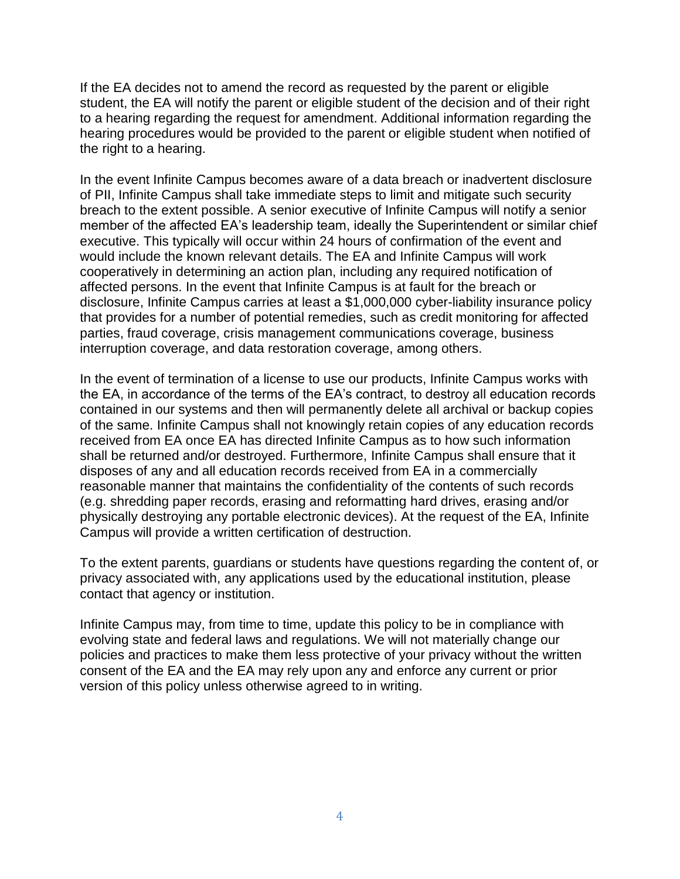If the EA decides not to amend the record as requested by the parent or eligible student, the EA will notify the parent or eligible student of the decision and of their right to a hearing regarding the request for amendment. Additional information regarding the hearing procedures would be provided to the parent or eligible student when notified of the right to a hearing.

In the event Infinite Campus becomes aware of a data breach or inadvertent disclosure of PII, Infinite Campus shall take immediate steps to limit and mitigate such security breach to the extent possible. A senior executive of Infinite Campus will notify a senior member of the affected EA's leadership team, ideally the Superintendent or similar chief executive. This typically will occur within 24 hours of confirmation of the event and would include the known relevant details. The EA and Infinite Campus will work cooperatively in determining an action plan, including any required notification of affected persons. In the event that Infinite Campus is at fault for the breach or disclosure, Infinite Campus carries at least a $1,000,000 cyber-liability insurance policy that provides for a number of potential remedies, such as credit monitoring for affected parties, fraud coverage, crisis management communications coverage, business interruption coverage, and data restoration coverage, among others.

In the event of termination of a license to use our products, Infinite Campus works with the EA, in accordance of the terms of the EA's contract, to destroy all education records contained in our systems and then will permanently delete all archival or backup copies of the same. Infinite Campus shall not knowingly retain copies of any education records received from EA once EA has directed Infinite Campus as to how such information shall be returned and/or destroyed. Furthermore, Infinite Campus shall ensure that it disposes of any and all education records received from EA in a commercially reasonable manner that maintains the confidentiality of the contents of such records (e.g. shredding paper records, erasing and reformatting hard drives, erasing and/or physically destroying any portable electronic devices). At the request of the EA, Infinite Campus will provide a written certification of destruction.

To the extent parents, guardians or students have questions regarding the content of, or privacy associated with, any applications used by the educational institution, please contact that agency or institution.

Infinite Campus may, from time to time, update this policy to be in compliance with evolving state and federal laws and regulations. We will not materially change our policies and practices to make them less protective of your privacy without the written consent of the EA and the EA may rely upon any and enforce any current or prior version of this policy unless otherwise agreed to in writing.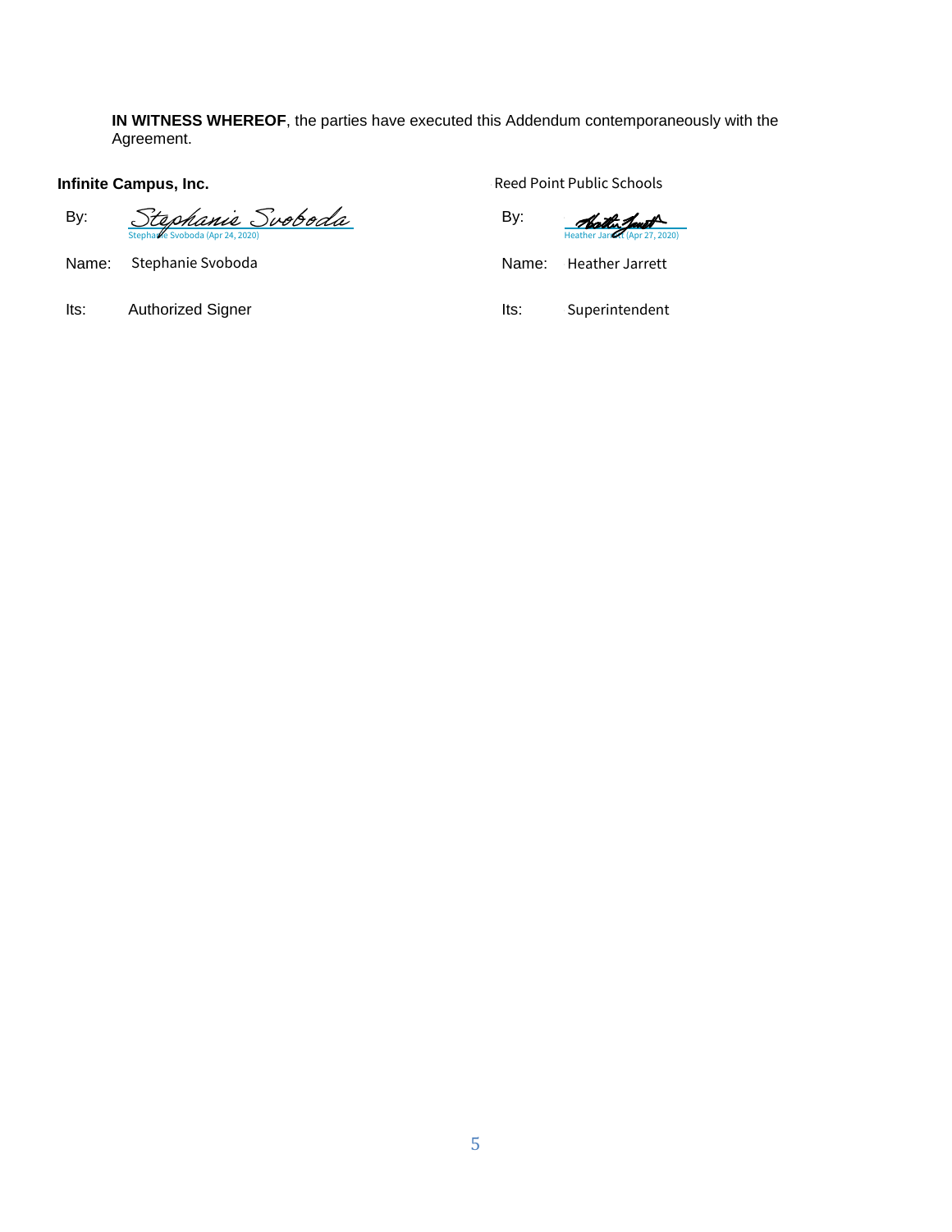**IN WITNESS WHEREOF**, the parties have executed this Addendum contemporaneously with the Agreement.

| | |
|---|---|
| **Infinite Campus, Inc.** | Reed Point Public Schools |
| By: *Stephanie Svoboda* Stephanie Svoboda (Apr 24, 2020) | By: *Heather Jarrett* Heather Jarrett (Apr 27, 2020) |
| Name: Stephanie Svoboda | Name: Heather Jarrett |
| Its: Authorized Signer | Its: Superintendent |